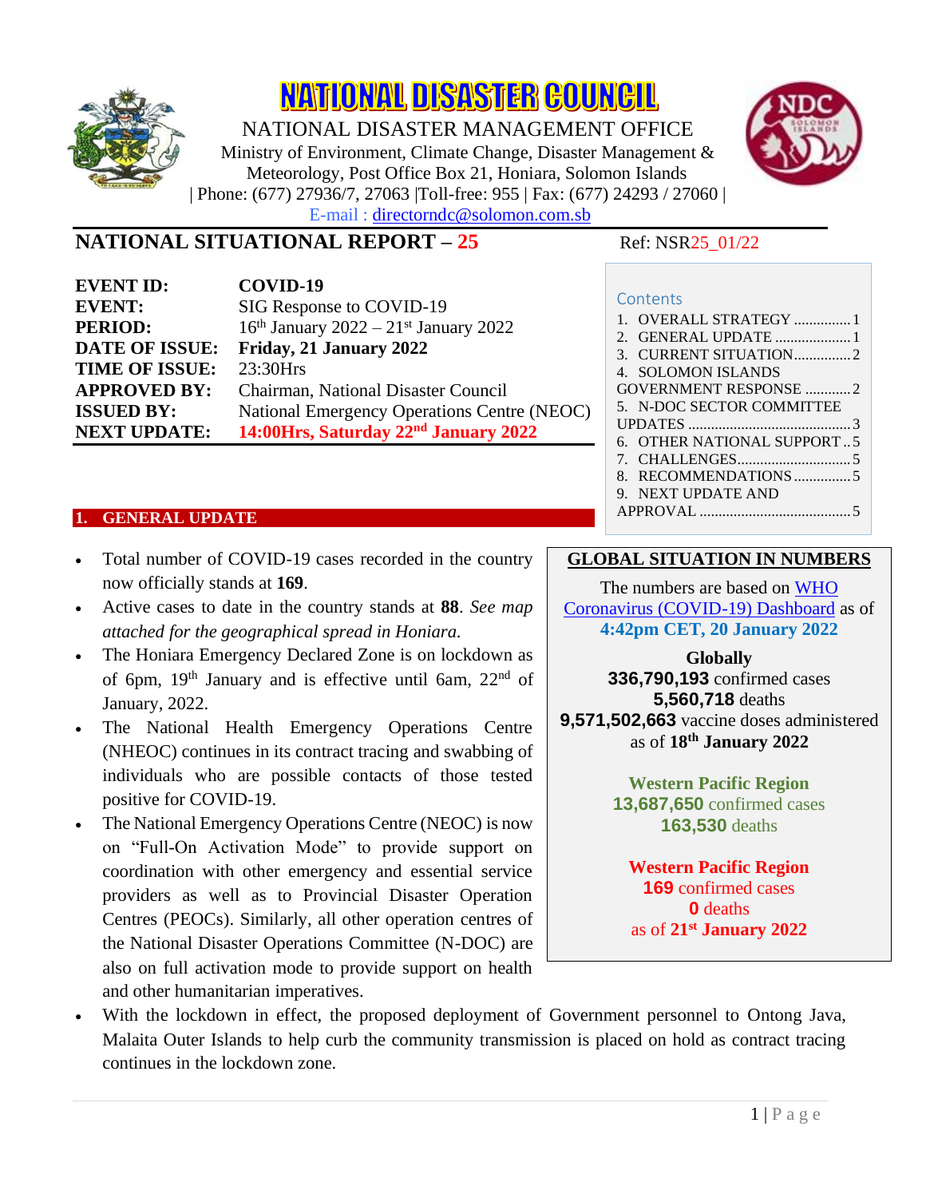# NATIONAL DISASTER COUNCIL

NATIONAL DISASTER MANAGEMENT OFFICE

Ministry of Environment, Climate Change, Disaster Management & Meteorology, Post Office Box 21, Honiara, Solomon Islands

| Phone: (677) 27936/7, 27063 |Toll-free: 955 | Fax: (677) 24293 / 27060 |

E-mail : directorndc@solomon.com.sb

## NATIONAL SITUATIONAL REPORT – 25

Ref: NSR25_01/22

| | |
|---|---|
| **EVENT ID:** | **COVID-19** |
| **EVENT:** | SIG Response to COVID-19 |
| **PERIOD:** | 16th January 2022 – 21st January 2022 |
| **DATE OF ISSUE:** | **Friday, 21 January 2022** |
| **TIME OF ISSUE:** | 23:30Hrs |
| **APPROVED BY:** | Chairman, National Disaster Council |
| **ISSUED BY:** | National Emergency Operations Centre (NEOC) |
| **NEXT UPDATE:** | **14:00Hrs, Saturday 22nd January 2022** |

**Contents**

1. OVERALL STRATEGY ............... 1
2. GENERAL UPDATE .................... 1
3. CURRENT SITUATION............... 2
4. SOLOMON ISLANDS GOVERNMENT RESPONSE ............ 2
5. N-DOC SECTOR COMMITTEE UPDATES ........................................... 3
6. OTHER NATIONAL SUPPORT .. 5
7. CHALLENGES............................. 5
8. RECOMMENDATIONS ............... 5
9. NEXT UPDATE AND APPROVAL ........................................ 5

## 1. GENERAL UPDATE

- Total number of COVID-19 cases recorded in the country now officially stands at **169**.
- Active cases to date in the country stands at **88**. *See map attached for the geographical spread in Honiara.*
- The Honiara Emergency Declared Zone is on lockdown as of 6pm, 19th January and is effective until 6am, 22nd of January, 2022.
- The National Health Emergency Operations Centre (NHEOC) continues in its contract tracing and swabbing of individuals who are possible contacts of those tested positive for COVID-19.
- The National Emergency Operations Centre (NEOC) is now on "Full-On Activation Mode" to provide support on coordination with other emergency and essential service providers as well as to Provincial Disaster Operation Centres (PEOCs). Similarly, all other operation centres of the National Disaster Operations Committee (N-DOC) are also on full activation mode to provide support on health and other humanitarian imperatives.
- With the lockdown in effect, the proposed deployment of Government personnel to Ontong Java, Malaita Outer Islands to help curb the community transmission is placed on hold as contract tracing continues in the lockdown zone.

**GLOBAL SITUATION IN NUMBERS**

The numbers are based on WHO Coronavirus (COVID-19) Dashboard as of **4:42pm CET, 20 January 2022**

**Globally**
**336,790,193** confirmed cases
**5,560,718** deaths
**9,571,502,663** vaccine doses administered as of **18th January 2022**

**Western Pacific Region**
**13,687,650** confirmed cases
**163,530** deaths

**Western Pacific Region**
**169** confirmed cases
**0** deaths
as of **21st January 2022**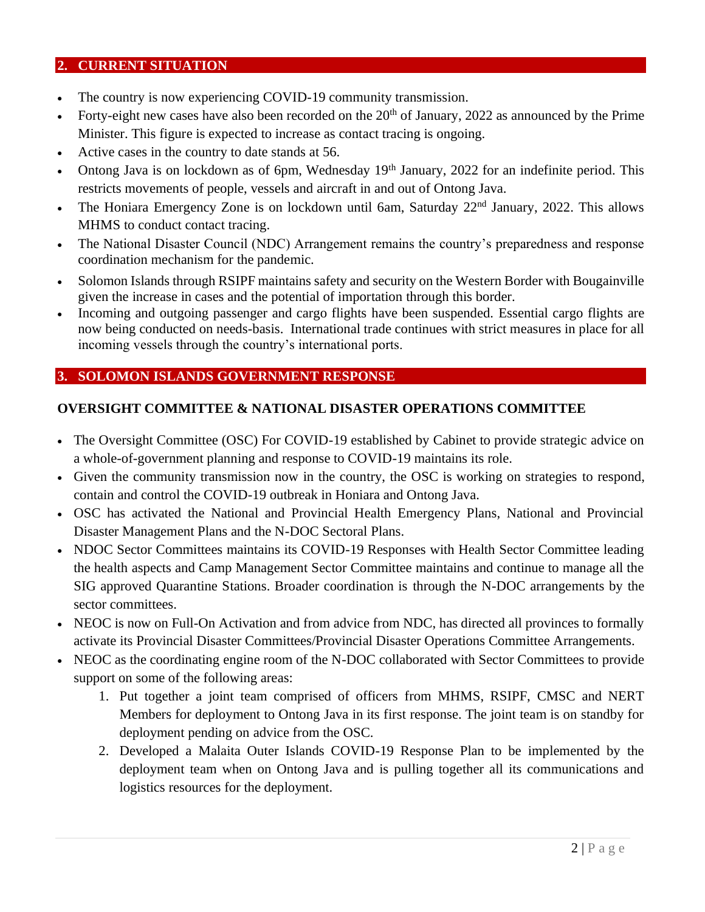## 2. CURRENT SITUATION

- The country is now experiencing COVID-19 community transmission.
- Forty-eight new cases have also been recorded on the 20th of January, 2022 as announced by the Prime Minister. This figure is expected to increase as contact tracing is ongoing.
- Active cases in the country to date stands at 56.
- Ontong Java is on lockdown as of 6pm, Wednesday 19th January, 2022 for an indefinite period. This restricts movements of people, vessels and aircraft in and out of Ontong Java.
- The Honiara Emergency Zone is on lockdown until 6am, Saturday 22nd January, 2022. This allows MHMS to conduct contact tracing.
- The National Disaster Council (NDC) Arrangement remains the country's preparedness and response coordination mechanism for the pandemic.
- Solomon Islands through RSIPF maintains safety and security on the Western Border with Bougainville given the increase in cases and the potential of importation through this border.
- Incoming and outgoing passenger and cargo flights have been suspended. Essential cargo flights are now being conducted on needs-basis. International trade continues with strict measures in place for all incoming vessels through the country's international ports.

## 3. SOLOMON ISLANDS GOVERNMENT RESPONSE

### OVERSIGHT COMMITTEE & NATIONAL DISASTER OPERATIONS COMMITTEE

- The Oversight Committee (OSC) For COVID-19 established by Cabinet to provide strategic advice on a whole-of-government planning and response to COVID-19 maintains its role.
- Given the community transmission now in the country, the OSC is working on strategies to respond, contain and control the COVID-19 outbreak in Honiara and Ontong Java.
- OSC has activated the National and Provincial Health Emergency Plans, National and Provincial Disaster Management Plans and the N-DOC Sectoral Plans.
- NDOC Sector Committees maintains its COVID-19 Responses with Health Sector Committee leading the health aspects and Camp Management Sector Committee maintains and continue to manage all the SIG approved Quarantine Stations. Broader coordination is through the N-DOC arrangements by the sector committees.
- NEOC is now on Full-On Activation and from advice from NDC, has directed all provinces to formally activate its Provincial Disaster Committees/Provincial Disaster Operations Committee Arrangements.
- NEOC as the coordinating engine room of the N-DOC collaborated with Sector Committees to provide support on some of the following areas:
  1. Put together a joint team comprised of officers from MHMS, RSIPF, CMSC and NERT Members for deployment to Ontong Java in its first response. The joint team is on standby for deployment pending on advice from the OSC.
  2. Developed a Malaita Outer Islands COVID-19 Response Plan to be implemented by the deployment team when on Ontong Java and is pulling together all its communications and logistics resources for the deployment.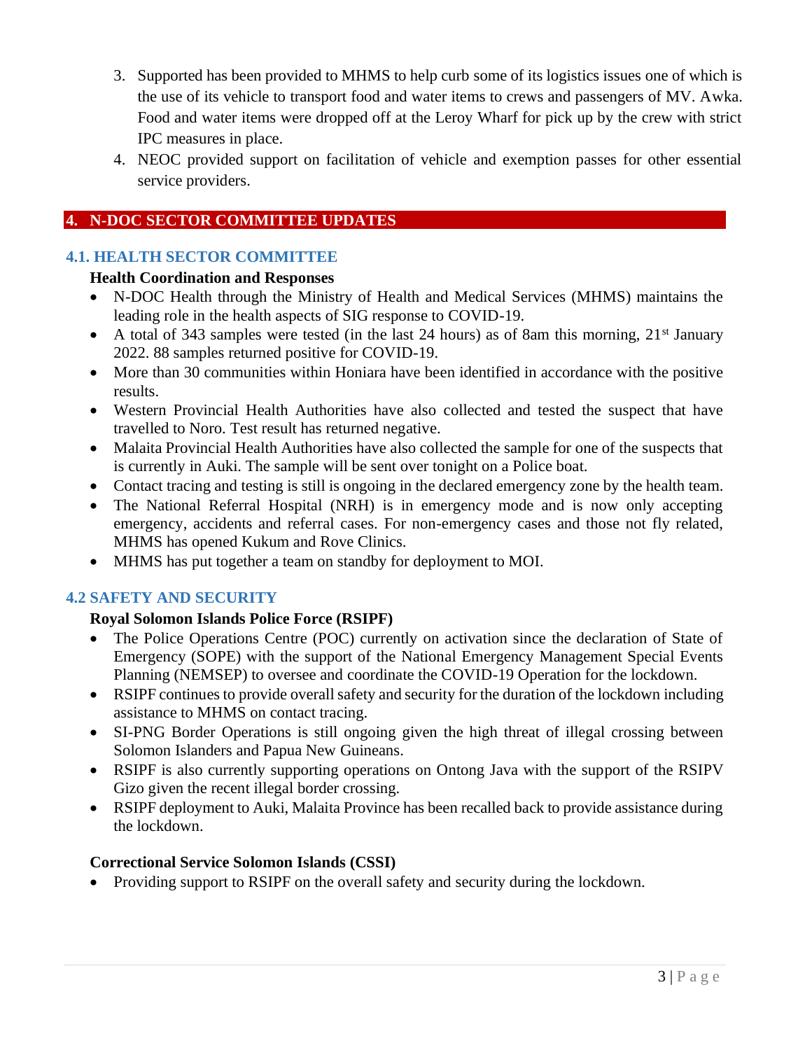3. Supported has been provided to MHMS to help curb some of its logistics issues one of which is the use of its vehicle to transport food and water items to crews and passengers of MV. Awka. Food and water items were dropped off at the Leroy Wharf for pick up by the crew with strict IPC measures in place.
4. NEOC provided support on facilitation of vehicle and exemption passes for other essential service providers.

## 4. N-DOC SECTOR COMMITTEE UPDATES

### 4.1. HEALTH SECTOR COMMITTEE

**Health Coordination and Responses**

- N-DOC Health through the Ministry of Health and Medical Services (MHMS) maintains the leading role in the health aspects of SIG response to COVID-19.
- A total of 343 samples were tested (in the last 24 hours) as of 8am this morning, 21st January 2022. 88 samples returned positive for COVID-19.
- More than 30 communities within Honiara have been identified in accordance with the positive results.
- Western Provincial Health Authorities have also collected and tested the suspect that have travelled to Noro. Test result has returned negative.
- Malaita Provincial Health Authorities have also collected the sample for one of the suspects that is currently in Auki. The sample will be sent over tonight on a Police boat.
- Contact tracing and testing is still is ongoing in the declared emergency zone by the health team.
- The National Referral Hospital (NRH) is in emergency mode and is now only accepting emergency, accidents and referral cases. For non-emergency cases and those not fly related, MHMS has opened Kukum and Rove Clinics.
- MHMS has put together a team on standby for deployment to MOI.

### 4.2 SAFETY AND SECURITY

**Royal Solomon Islands Police Force (RSIPF)**

- The Police Operations Centre (POC) currently on activation since the declaration of State of Emergency (SOPE) with the support of the National Emergency Management Special Events Planning (NEMSEP) to oversee and coordinate the COVID-19 Operation for the lockdown.
- RSIPF continues to provide overall safety and security for the duration of the lockdown including assistance to MHMS on contact tracing.
- SI-PNG Border Operations is still ongoing given the high threat of illegal crossing between Solomon Islanders and Papua New Guineans.
- RSIPF is also currently supporting operations on Ontong Java with the support of the RSIPV Gizo given the recent illegal border crossing.
- RSIPF deployment to Auki, Malaita Province has been recalled back to provide assistance during the lockdown.

**Correctional Service Solomon Islands (CSSI)**

- Providing support to RSIPF on the overall safety and security during the lockdown.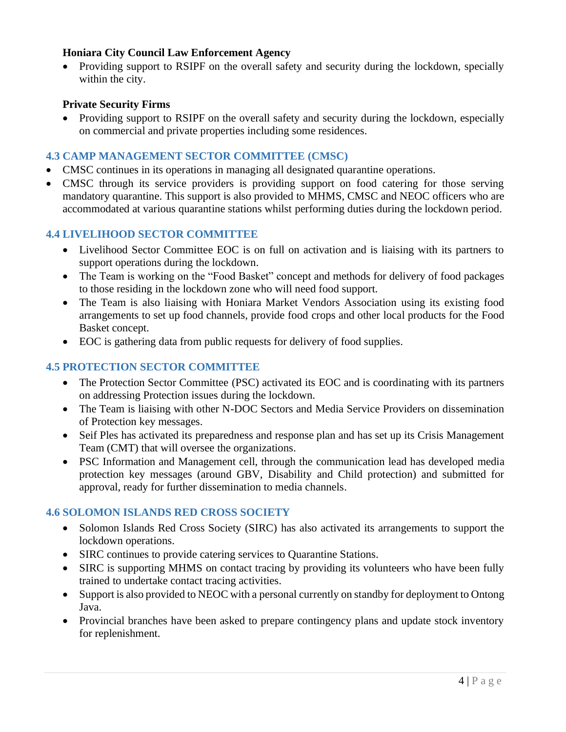**Honiara City Council Law Enforcement Agency**

- Providing support to RSIPF on the overall safety and security during the lockdown, specially within the city.

**Private Security Firms**

- Providing support to RSIPF on the overall safety and security during the lockdown, especially on commercial and private properties including some residences.

### 4.3 CAMP MANAGEMENT SECTOR COMMITTEE (CMSC)

- CMSC continues in its operations in managing all designated quarantine operations.
- CMSC through its service providers is providing support on food catering for those serving mandatory quarantine. This support is also provided to MHMS, CMSC and NEOC officers who are accommodated at various quarantine stations whilst performing duties during the lockdown period.

### 4.4 LIVELIHOOD SECTOR COMMITTEE

- Livelihood Sector Committee EOC is on full on activation and is liaising with its partners to support operations during the lockdown.
- The Team is working on the "Food Basket" concept and methods for delivery of food packages to those residing in the lockdown zone who will need food support.
- The Team is also liaising with Honiara Market Vendors Association using its existing food arrangements to set up food channels, provide food crops and other local products for the Food Basket concept.
- EOC is gathering data from public requests for delivery of food supplies.

### 4.5 PROTECTION SECTOR COMMITTEE

- The Protection Sector Committee (PSC) activated its EOC and is coordinating with its partners on addressing Protection issues during the lockdown.
- The Team is liaising with other N-DOC Sectors and Media Service Providers on dissemination of Protection key messages.
- Seif Ples has activated its preparedness and response plan and has set up its Crisis Management Team (CMT) that will oversee the organizations.
- PSC Information and Management cell, through the communication lead has developed media protection key messages (around GBV, Disability and Child protection) and submitted for approval, ready for further dissemination to media channels.

### 4.6 SOLOMON ISLANDS RED CROSS SOCIETY

- Solomon Islands Red Cross Society (SIRC) has also activated its arrangements to support the lockdown operations.
- SIRC continues to provide catering services to Quarantine Stations.
- SIRC is supporting MHMS on contact tracing by providing its volunteers who have been fully trained to undertake contact tracing activities.
- Support is also provided to NEOC with a personal currently on standby for deployment to Ontong Java.
- Provincial branches have been asked to prepare contingency plans and update stock inventory for replenishment.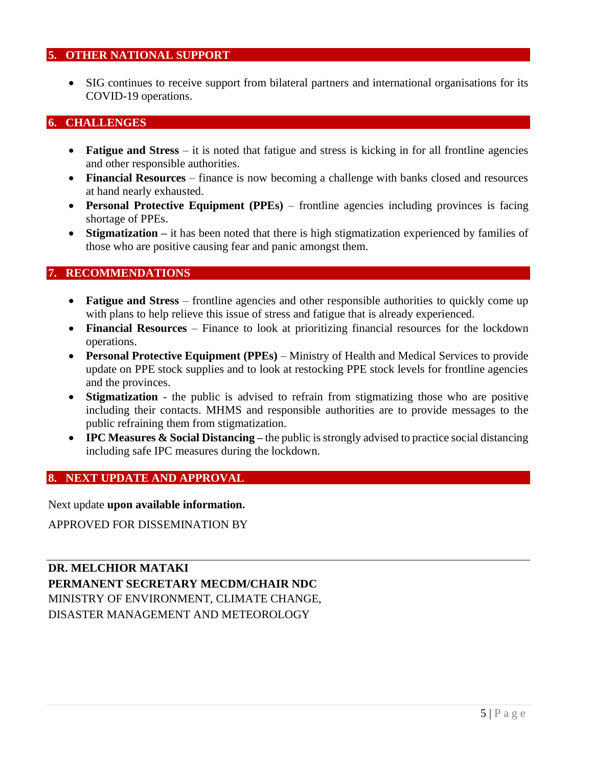## 5. OTHER NATIONAL SUPPORT

- SIG continues to receive support from bilateral partners and international organisations for its COVID-19 operations.

## 6. CHALLENGES

- **Fatigue and Stress** – it is noted that fatigue and stress is kicking in for all frontline agencies and other responsible authorities.
- **Financial Resources** – finance is now becoming a challenge with banks closed and resources at hand nearly exhausted.
- **Personal Protective Equipment (PPEs)** – frontline agencies including provinces is facing shortage of PPEs.
- **Stigmatization –** it has been noted that there is high stigmatization experienced by families of those who are positive causing fear and panic amongst them.

## 7. RECOMMENDATIONS

- **Fatigue and Stress** – frontline agencies and other responsible authorities to quickly come up with plans to help relieve this issue of stress and fatigue that is already experienced.
- **Financial Resources** – Finance to look at prioritizing financial resources for the lockdown operations.
- **Personal Protective Equipment (PPEs)** – Ministry of Health and Medical Services to provide update on PPE stock supplies and to look at restocking PPE stock levels for frontline agencies and the provinces.
- **Stigmatization** - the public is advised to refrain from stigmatizing those who are positive including their contacts. MHMS and responsible authorities are to provide messages to the public refraining them from stigmatization.
- **IPC Measures & Social Distancing –** the public is strongly advised to practice social distancing including safe IPC measures during the lockdown.

## 8. NEXT UPDATE AND APPROVAL

Next update **upon available information.**

APPROVED FOR DISSEMINATION BY

---

**DR. MELCHIOR MATAKI**
**PERMANENT SECRETARY MECDM/CHAIR NDC**
MINISTRY OF ENVIRONMENT, CLIMATE CHANGE,
DISASTER MANAGEMENT AND METEOROLOGY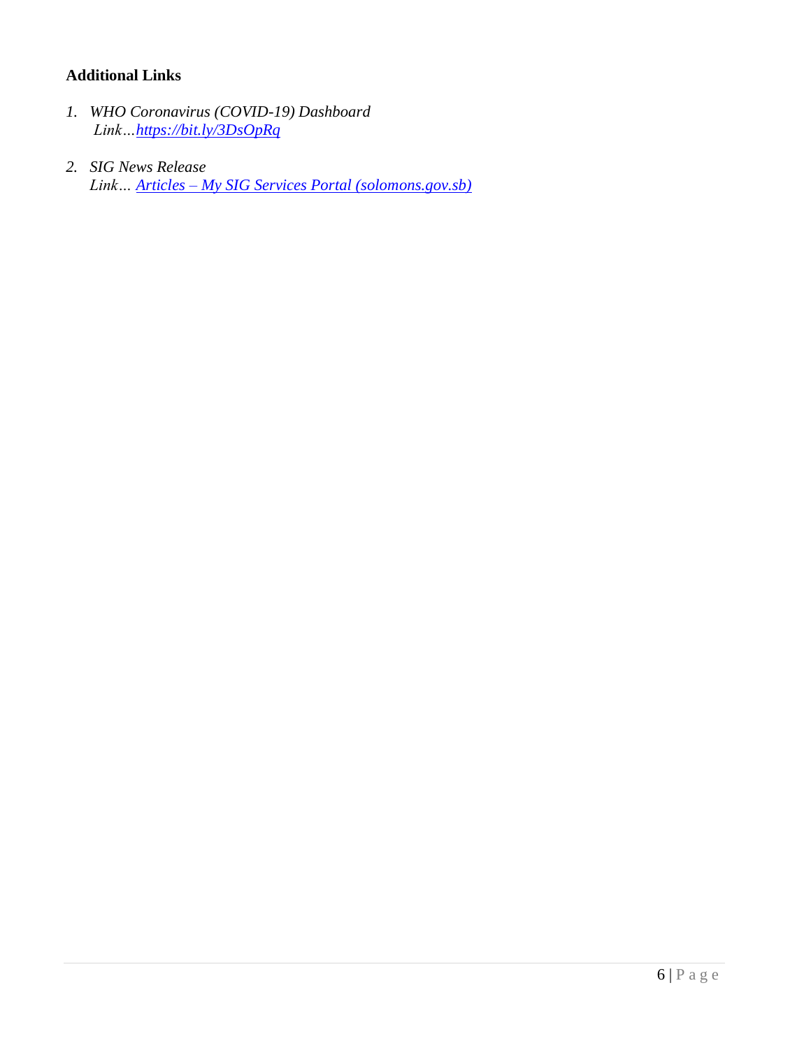**Additional Links**

1. *WHO Coronavirus (COVID-19) Dashboard*
   *Link…[https://bit.ly/3DsOpRq](https://bit.ly/3DsOpRq)*

2. *SIG News Release*
   *Link… [Articles – My SIG Services Portal (solomons.gov.sb)]()*